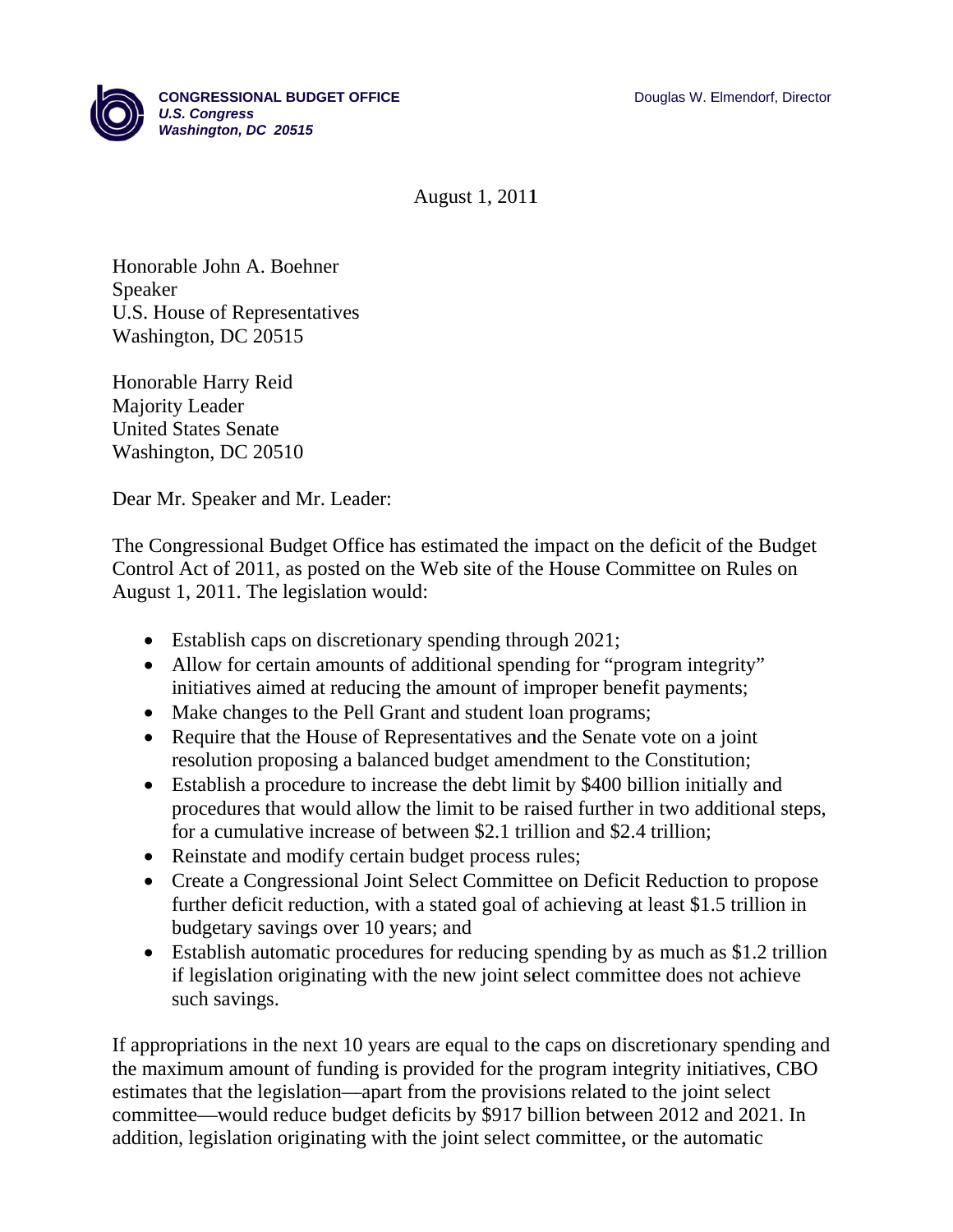**CONGRESSIONAL BUDGET OFFICE**
***U.S. Congress***
***Washington, DC 20515***

Douglas W. Elmendorf, Director

August 1, 2011

Honorable John A. Boehner
Speaker
U.S. House of Representatives
Washington, DC 20515

Honorable Harry Reid
Majority Leader
United States Senate
Washington, DC 20510

Dear Mr. Speaker and Mr. Leader:

The Congressional Budget Office has estimated the impact on the deficit of the Budget Control Act of 2011, as posted on the Web site of the House Committee on Rules on August 1, 2011. The legislation would:

- Establish caps on discretionary spending through 2021;
- Allow for certain amounts of additional spending for "program integrity" initiatives aimed at reducing the amount of improper benefit payments;
- Make changes to the Pell Grant and student loan programs;
- Require that the House of Representatives and the Senate vote on a joint resolution proposing a balanced budget amendment to the Constitution;
- Establish a procedure to increase the debt limit by $400 billion initially and procedures that would allow the limit to be raised further in two additional steps, for a cumulative increase of between $2.1 trillion and $2.4 trillion;
- Reinstate and modify certain budget process rules;
- Create a Congressional Joint Select Committee on Deficit Reduction to propose further deficit reduction, with a stated goal of achieving at least $1.5 trillion in budgetary savings over 10 years; and
- Establish automatic procedures for reducing spending by as much as $1.2 trillion if legislation originating with the new joint select committee does not achieve such savings.

If appropriations in the next 10 years are equal to the caps on discretionary spending and the maximum amount of funding is provided for the program integrity initiatives, CBO estimates that the legislation—apart from the provisions related to the joint select committee—would reduce budget deficits by $917 billion between 2012 and 2021. In addition, legislation originating with the joint select committee, or the automatic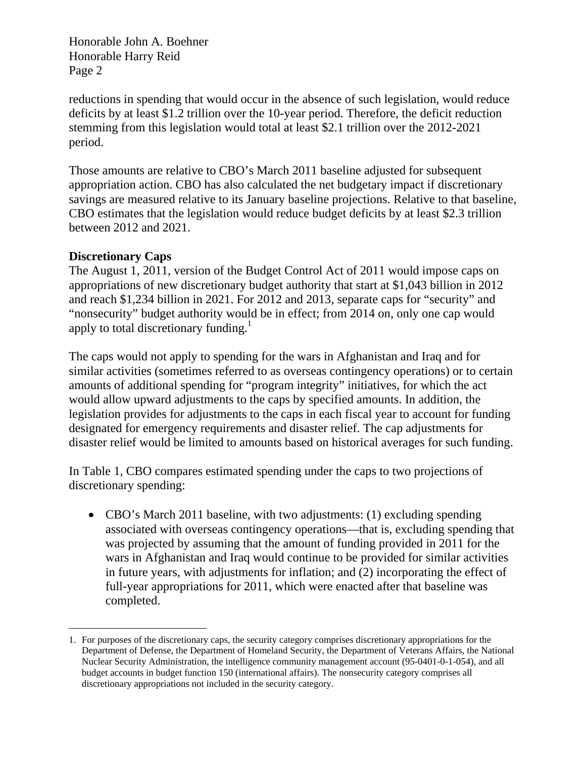reductions in spending that would occur in the absence of such legislation, would reduce deficits by at least $1.2 trillion over the 10-year period. Therefore, the deficit reduction stemming from this legislation would total at least $2.1 trillion over the 2012-2021 period.

Those amounts are relative to CBO's March 2011 baseline adjusted for subsequent appropriation action. CBO has also calculated the net budgetary impact if discretionary savings are measured relative to its January baseline projections. Relative to that baseline, CBO estimates that the legislation would reduce budget deficits by at least $2.3 trillion between 2012 and 2021.

**Discretionary Caps**

The August 1, 2011, version of the Budget Control Act of 2011 would impose caps on appropriations of new discretionary budget authority that start at $1,043 billion in 2012 and reach $1,234 billion in 2021. For 2012 and 2013, separate caps for "security" and "nonsecurity" budget authority would be in effect; from 2014 on, only one cap would apply to total discretionary funding.[1]

The caps would not apply to spending for the wars in Afghanistan and Iraq and for similar activities (sometimes referred to as overseas contingency operations) or to certain amounts of additional spending for "program integrity" initiatives, for which the act would allow upward adjustments to the caps by specified amounts. In addition, the legislation provides for adjustments to the caps in each fiscal year to account for funding designated for emergency requirements and disaster relief. The cap adjustments for disaster relief would be limited to amounts based on historical averages for such funding.

In Table 1, CBO compares estimated spending under the caps to two projections of discretionary spending:

- CBO's March 2011 baseline, with two adjustments: (1) excluding spending associated with overseas contingency operations—that is, excluding spending that was projected by assuming that the amount of funding provided in 2011 for the wars in Afghanistan and Iraq would continue to be provided for similar activities in future years, with adjustments for inflation; and (2) incorporating the effect of full-year appropriations for 2011, which were enacted after that baseline was completed.

---

1. For purposes of the discretionary caps, the security category comprises discretionary appropriations for the Department of Defense, the Department of Homeland Security, the Department of Veterans Affairs, the National Nuclear Security Administration, the intelligence community management account (95-0401-0-1-054), and all budget accounts in budget function 150 (international affairs). The nonsecurity category comprises all discretionary appropriations not included in the security category.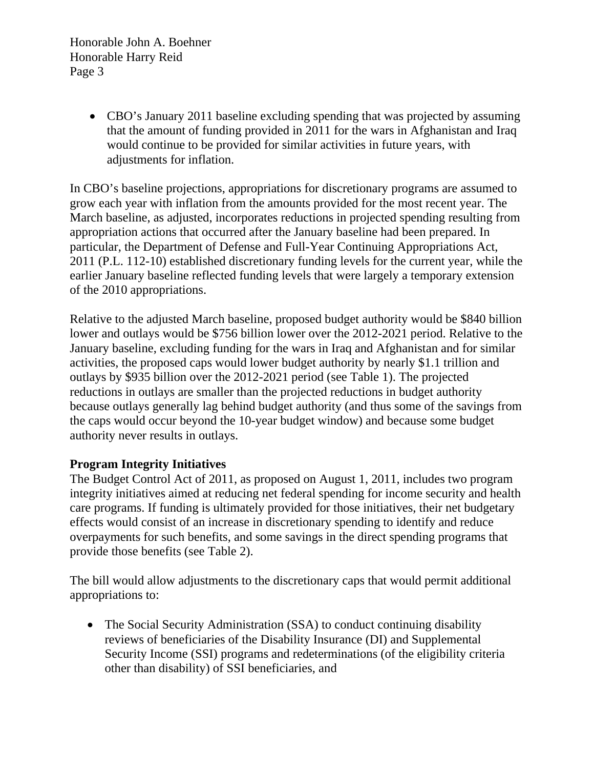- CBO's January 2011 baseline excluding spending that was projected by assuming that the amount of funding provided in 2011 for the wars in Afghanistan and Iraq would continue to be provided for similar activities in future years, with adjustments for inflation.

In CBO's baseline projections, appropriations for discretionary programs are assumed to grow each year with inflation from the amounts provided for the most recent year. The March baseline, as adjusted, incorporates reductions in projected spending resulting from appropriation actions that occurred after the January baseline had been prepared. In particular, the Department of Defense and Full-Year Continuing Appropriations Act, 2011 (P.L. 112-10) established discretionary funding levels for the current year, while the earlier January baseline reflected funding levels that were largely a temporary extension of the 2010 appropriations.

Relative to the adjusted March baseline, proposed budget authority would be $840 billion lower and outlays would be $756 billion lower over the 2012-2021 period. Relative to the January baseline, excluding funding for the wars in Iraq and Afghanistan and for similar activities, the proposed caps would lower budget authority by nearly $1.1 trillion and outlays by $935 billion over the 2012-2021 period (see Table 1). The projected reductions in outlays are smaller than the projected reductions in budget authority because outlays generally lag behind budget authority (and thus some of the savings from the caps would occur beyond the 10-year budget window) and because some budget authority never results in outlays.

**Program Integrity Initiatives**

The Budget Control Act of 2011, as proposed on August 1, 2011, includes two program integrity initiatives aimed at reducing net federal spending for income security and health care programs. If funding is ultimately provided for those initiatives, their net budgetary effects would consist of an increase in discretionary spending to identify and reduce overpayments for such benefits, and some savings in the direct spending programs that provide those benefits (see Table 2).

The bill would allow adjustments to the discretionary caps that would permit additional appropriations to:

- The Social Security Administration (SSA) to conduct continuing disability reviews of beneficiaries of the Disability Insurance (DI) and Supplemental Security Income (SSI) programs and redeterminations (of the eligibility criteria other than disability) of SSI beneficiaries, and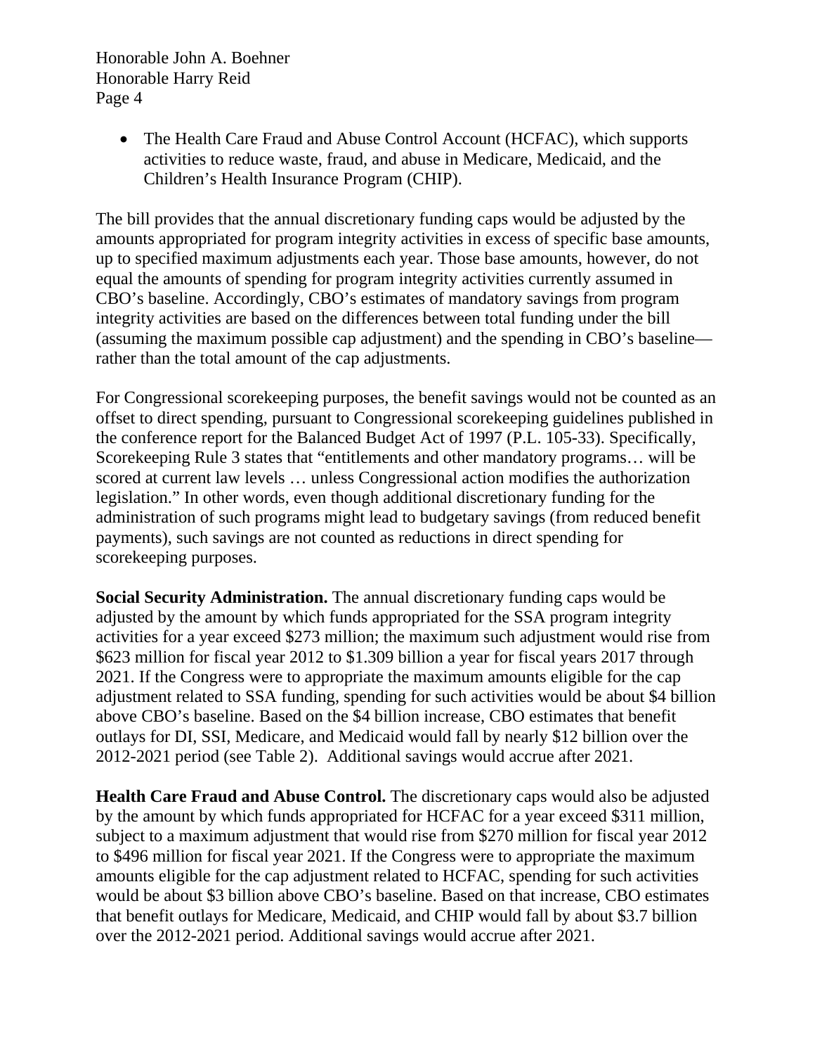- The Health Care Fraud and Abuse Control Account (HCFAC), which supports activities to reduce waste, fraud, and abuse in Medicare, Medicaid, and the Children's Health Insurance Program (CHIP).

The bill provides that the annual discretionary funding caps would be adjusted by the amounts appropriated for program integrity activities in excess of specific base amounts, up to specified maximum adjustments each year. Those base amounts, however, do not equal the amounts of spending for program integrity activities currently assumed in CBO's baseline. Accordingly, CBO's estimates of mandatory savings from program integrity activities are based on the differences between total funding under the bill (assuming the maximum possible cap adjustment) and the spending in CBO's baseline—rather than the total amount of the cap adjustments.

For Congressional scorekeeping purposes, the benefit savings would not be counted as an offset to direct spending, pursuant to Congressional scorekeeping guidelines published in the conference report for the Balanced Budget Act of 1997 (P.L. 105-33). Specifically, Scorekeeping Rule 3 states that "entitlements and other mandatory programs… will be scored at current law levels … unless Congressional action modifies the authorization legislation." In other words, even though additional discretionary funding for the administration of such programs might lead to budgetary savings (from reduced benefit payments), such savings are not counted as reductions in direct spending for scorekeeping purposes.

**Social Security Administration.** The annual discretionary funding caps would be adjusted by the amount by which funds appropriated for the SSA program integrity activities for a year exceed $273 million; the maximum such adjustment would rise from $623 million for fiscal year 2012 to $1.309 billion a year for fiscal years 2017 through 2021. If the Congress were to appropriate the maximum amounts eligible for the cap adjustment related to SSA funding, spending for such activities would be about $4 billion above CBO's baseline. Based on the $4 billion increase, CBO estimates that benefit outlays for DI, SSI, Medicare, and Medicaid would fall by nearly $12 billion over the 2012-2021 period (see Table 2). Additional savings would accrue after 2021.

**Health Care Fraud and Abuse Control.** The discretionary caps would also be adjusted by the amount by which funds appropriated for HCFAC for a year exceed $311 million, subject to a maximum adjustment that would rise from $270 million for fiscal year 2012 to $496 million for fiscal year 2021. If the Congress were to appropriate the maximum amounts eligible for the cap adjustment related to HCFAC, spending for such activities would be about $3 billion above CBO's baseline. Based on that increase, CBO estimates that benefit outlays for Medicare, Medicaid, and CHIP would fall by about $3.7 billion over the 2012-2021 period. Additional savings would accrue after 2021.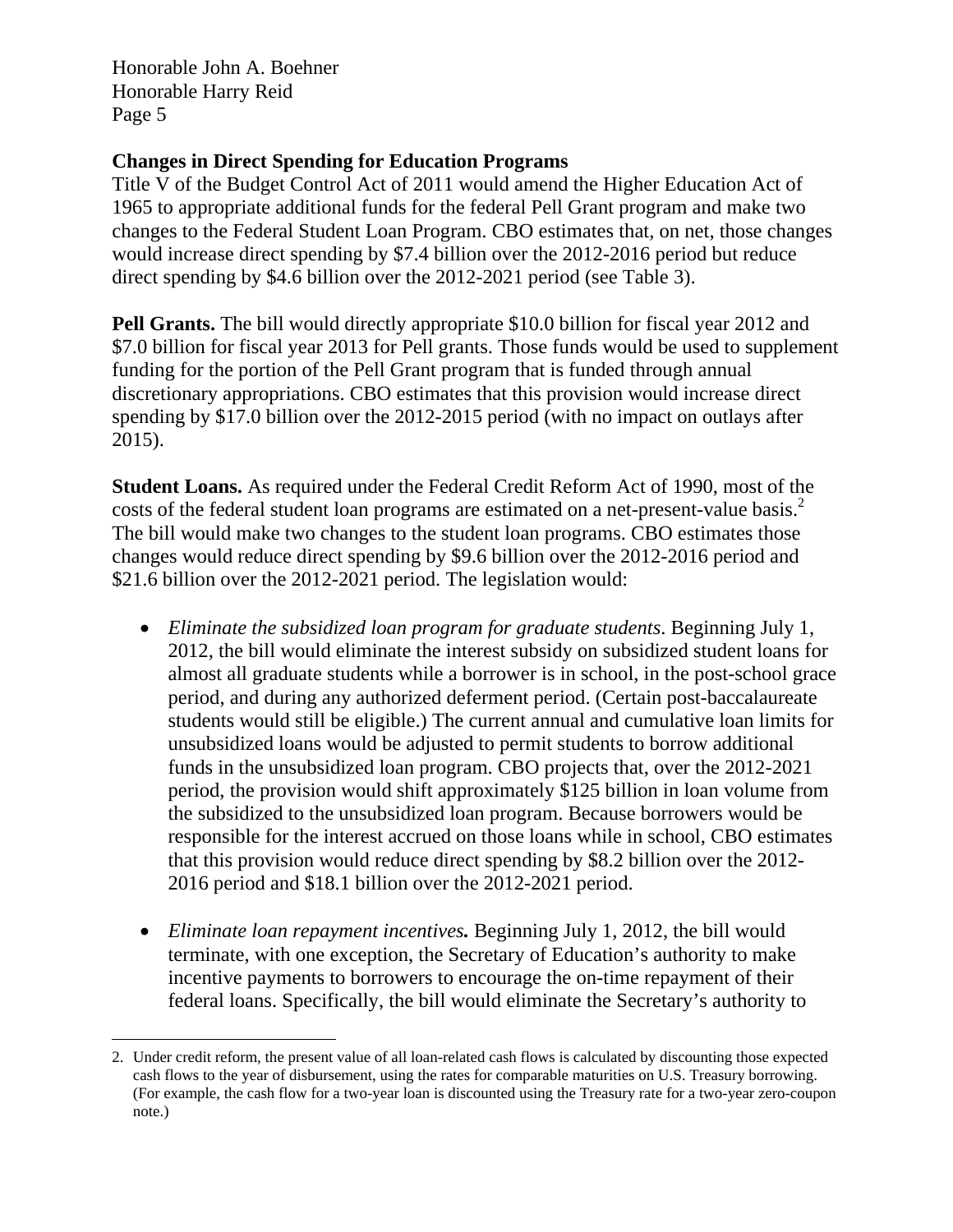**Changes in Direct Spending for Education Programs**

Title V of the Budget Control Act of 2011 would amend the Higher Education Act of 1965 to appropriate additional funds for the federal Pell Grant program and make two changes to the Federal Student Loan Program. CBO estimates that, on net, those changes would increase direct spending by $7.4 billion over the 2012-2016 period but reduce direct spending by $4.6 billion over the 2012-2021 period (see Table 3).

**Pell Grants.** The bill would directly appropriate $10.0 billion for fiscal year 2012 and $7.0 billion for fiscal year 2013 for Pell grants. Those funds would be used to supplement funding for the portion of the Pell Grant program that is funded through annual discretionary appropriations. CBO estimates that this provision would increase direct spending by $17.0 billion over the 2012-2015 period (with no impact on outlays after 2015).

**Student Loans.** As required under the Federal Credit Reform Act of 1990, most of the costs of the federal student loan programs are estimated on a net-present-value basis.[2] The bill would make two changes to the student loan programs. CBO estimates those changes would reduce direct spending by $9.6 billion over the 2012-2016 period and $21.6 billion over the 2012-2021 period. The legislation would:

- *Eliminate the subsidized loan program for graduate students*. Beginning July 1, 2012, the bill would eliminate the interest subsidy on subsidized student loans for almost all graduate students while a borrower is in school, in the post-school grace period, and during any authorized deferment period. (Certain post-baccalaureate students would still be eligible.) The current annual and cumulative loan limits for unsubsidized loans would be adjusted to permit students to borrow additional funds in the unsubsidized loan program. CBO projects that, over the 2012-2021 period, the provision would shift approximately $125 billion in loan volume from the subsidized to the unsubsidized loan program. Because borrowers would be responsible for the interest accrued on those loans while in school, CBO estimates that this provision would reduce direct spending by $8.2 billion over the 2012-2016 period and $18.1 billion over the 2012-2021 period.

- ***Eliminate loan repayment incentives.*** Beginning July 1, 2012, the bill would terminate, with one exception, the Secretary of Education's authority to make incentive payments to borrowers to encourage the on-time repayment of their federal loans. Specifically, the bill would eliminate the Secretary's authority to

---

2. Under credit reform, the present value of all loan-related cash flows is calculated by discounting those expected cash flows to the year of disbursement, using the rates for comparable maturities on U.S. Treasury borrowing. (For example, the cash flow for a two-year loan is discounted using the Treasury rate for a two-year zero-coupon note.)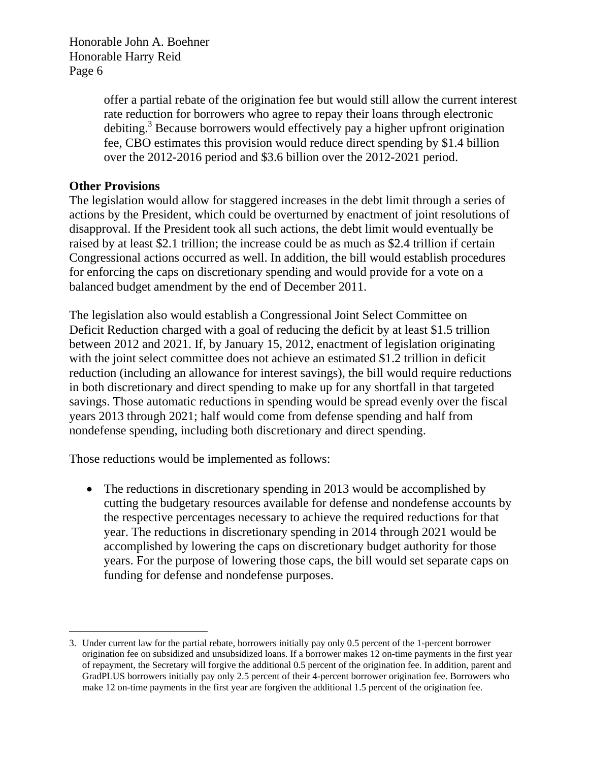offer a partial rebate of the origination fee but would still allow the current interest rate reduction for borrowers who agree to repay their loans through electronic debiting.[3] Because borrowers would effectively pay a higher upfront origination fee, CBO estimates this provision would reduce direct spending by $1.4 billion over the 2012-2016 period and $3.6 billion over the 2012-2021 period.

**Other Provisions**

The legislation would allow for staggered increases in the debt limit through a series of actions by the President, which could be overturned by enactment of joint resolutions of disapproval. If the President took all such actions, the debt limit would eventually be raised by at least $2.1 trillion; the increase could be as much as $2.4 trillion if certain Congressional actions occurred as well. In addition, the bill would establish procedures for enforcing the caps on discretionary spending and would provide for a vote on a balanced budget amendment by the end of December 2011.

The legislation also would establish a Congressional Joint Select Committee on Deficit Reduction charged with a goal of reducing the deficit by at least $1.5 trillion between 2012 and 2021. If, by January 15, 2012, enactment of legislation originating with the joint select committee does not achieve an estimated $1.2 trillion in deficit reduction (including an allowance for interest savings), the bill would require reductions in both discretionary and direct spending to make up for any shortfall in that targeted savings. Those automatic reductions in spending would be spread evenly over the fiscal years 2013 through 2021; half would come from defense spending and half from nondefense spending, including both discretionary and direct spending.

Those reductions would be implemented as follows:

- The reductions in discretionary spending in 2013 would be accomplished by cutting the budgetary resources available for defense and nondefense accounts by the respective percentages necessary to achieve the required reductions for that year. The reductions in discretionary spending in 2014 through 2021 would be accomplished by lowering the caps on discretionary budget authority for those years. For the purpose of lowering those caps, the bill would set separate caps on funding for defense and nondefense purposes.

3. Under current law for the partial rebate, borrowers initially pay only 0.5 percent of the 1-percent borrower origination fee on subsidized and unsubsidized loans. If a borrower makes 12 on-time payments in the first year of repayment, the Secretary will forgive the additional 0.5 percent of the origination fee. In addition, parent and GradPLUS borrowers initially pay only 2.5 percent of their 4-percent borrower origination fee. Borrowers who make 12 on-time payments in the first year are forgiven the additional 1.5 percent of the origination fee.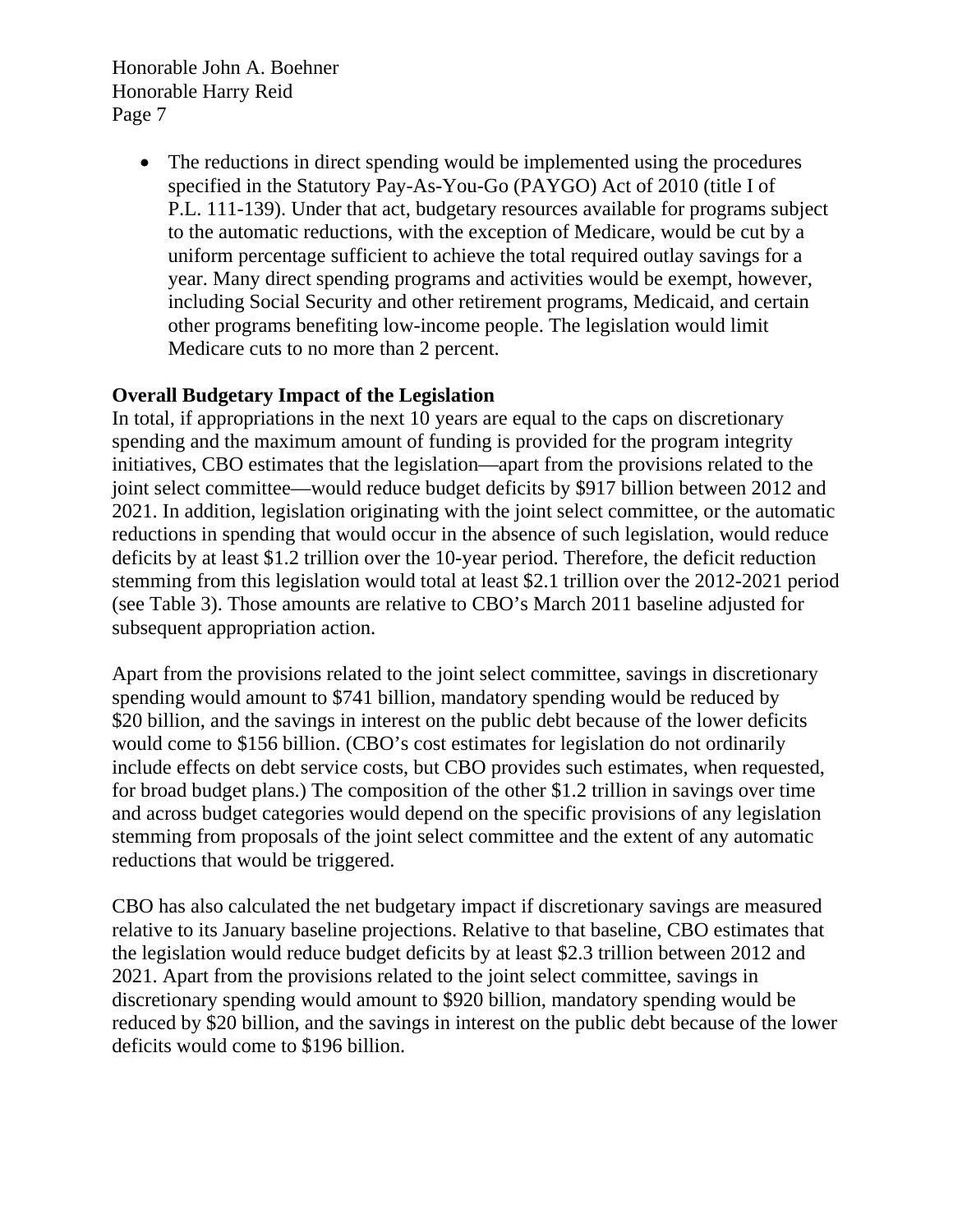- The reductions in direct spending would be implemented using the procedures specified in the Statutory Pay-As-You-Go (PAYGO) Act of 2010 (title I of P.L. 111-139). Under that act, budgetary resources available for programs subject to the automatic reductions, with the exception of Medicare, would be cut by a uniform percentage sufficient to achieve the total required outlay savings for a year. Many direct spending programs and activities would be exempt, however, including Social Security and other retirement programs, Medicaid, and certain other programs benefiting low-income people. The legislation would limit Medicare cuts to no more than 2 percent.

**Overall Budgetary Impact of the Legislation**

In total, if appropriations in the next 10 years are equal to the caps on discretionary spending and the maximum amount of funding is provided for the program integrity initiatives, CBO estimates that the legislation—apart from the provisions related to the joint select committee—would reduce budget deficits by $917 billion between 2012 and 2021. In addition, legislation originating with the joint select committee, or the automatic reductions in spending that would occur in the absence of such legislation, would reduce deficits by at least $1.2 trillion over the 10-year period. Therefore, the deficit reduction stemming from this legislation would total at least $2.1 trillion over the 2012-2021 period (see Table 3). Those amounts are relative to CBO's March 2011 baseline adjusted for subsequent appropriation action.

Apart from the provisions related to the joint select committee, savings in discretionary spending would amount to $741 billion, mandatory spending would be reduced by $20 billion, and the savings in interest on the public debt because of the lower deficits would come to $156 billion. (CBO's cost estimates for legislation do not ordinarily include effects on debt service costs, but CBO provides such estimates, when requested, for broad budget plans.) The composition of the other $1.2 trillion in savings over time and across budget categories would depend on the specific provisions of any legislation stemming from proposals of the joint select committee and the extent of any automatic reductions that would be triggered.

CBO has also calculated the net budgetary impact if discretionary savings are measured relative to its January baseline projections. Relative to that baseline, CBO estimates that the legislation would reduce budget deficits by at least $2.3 trillion between 2012 and 2021. Apart from the provisions related to the joint select committee, savings in discretionary spending would amount to $920 billion, mandatory spending would be reduced by $20 billion, and the savings in interest on the public debt because of the lower deficits would come to $196 billion.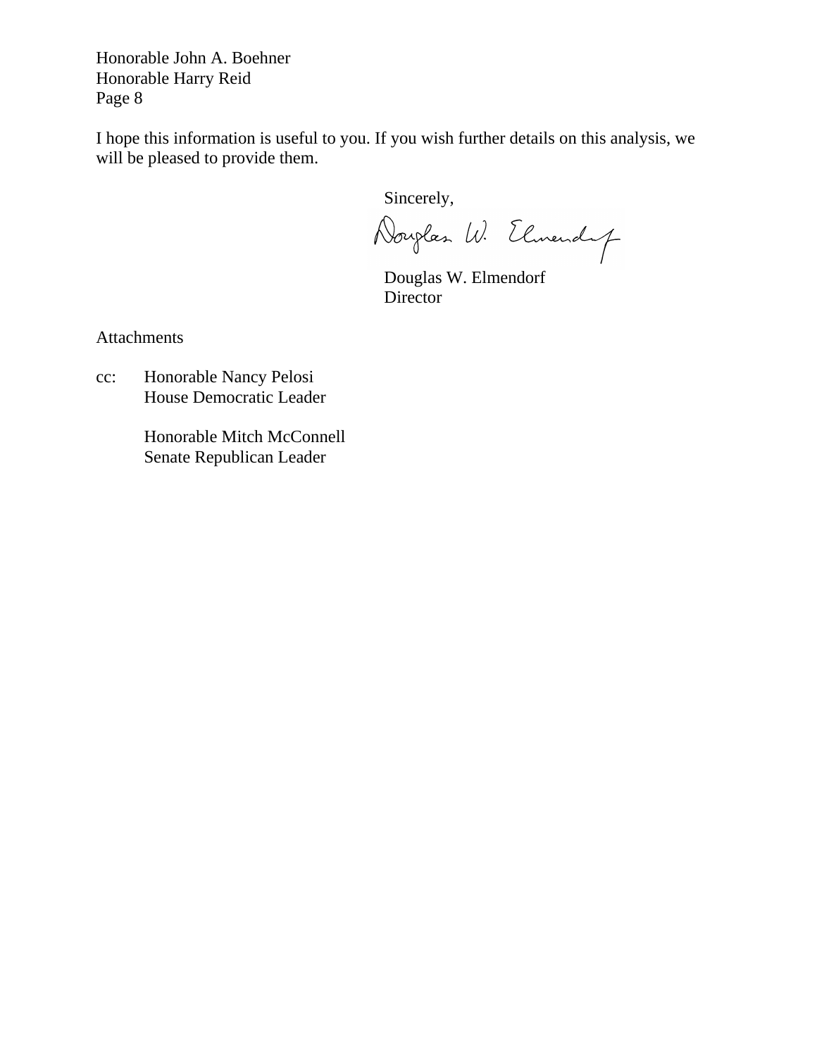Honorable John A. Boehner
Honorable Harry Reid
Page 8

I hope this information is useful to you. If you wish further details on this analysis, we will be pleased to provide them.

Sincerely,

Douglas W. Elmendorf

Douglas W. Elmendorf
Director

Attachments

cc: Honorable Nancy Pelosi
House Democratic Leader

Honorable Mitch McConnell
Senate Republican Leader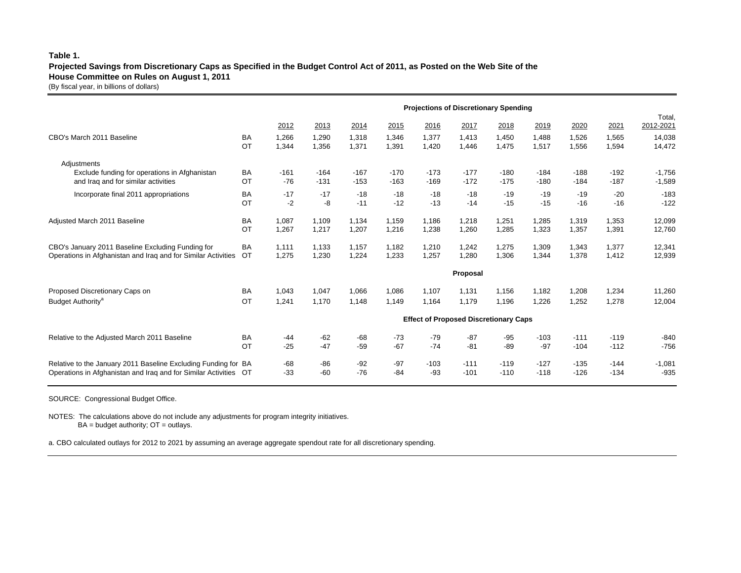**Table 1.**

**Projected Savings from Discretionary Caps as Specified in the Budget Control Act of 2011, as Posted on the Web Site of the House Committee on Rules on August 1, 2011**

(By fiscal year, in billions of dollars)

| | | 2012 | 2013 | 2014 | 2015 | 2016 | 2017 | 2018 | 2019 | 2020 | 2021 | Total, 2012-2021 |
|---|---|---|---|---|---|---|---|---|---|---|---|---|
| | | **Projections of Discretionary Spending** | | | | | | | | | | |
| CBO's March 2011 Baseline | BA | 1,266 | 1,290 | 1,318 | 1,346 | 1,377 | 1,413 | 1,450 | 1,488 | 1,526 | 1,565 | 14,038 |
| | OT | 1,344 | 1,356 | 1,371 | 1,391 | 1,420 | 1,446 | 1,475 | 1,517 | 1,556 | 1,594 | 14,472 |
| Adjustments | | | | | | | | | | | | |
| Exclude funding for operations in Afghanistan and Iraq and for similar activities | BA | -161 | -164 | -167 | -170 | -173 | -177 | -180 | -184 | -188 | -192 | -1,756 |
| | OT | -76 | -131 | -153 | -163 | -169 | -172 | -175 | -180 | -184 | -187 | -1,589 |
| Incorporate final 2011 appropriations | BA | -17 | -17 | -18 | -18 | -18 | -18 | -19 | -19 | -19 | -20 | -183 |
| | OT | -2 | -8 | -11 | -12 | -13 | -14 | -15 | -15 | -16 | -16 | -122 |
| Adjusted March 2011 Baseline | BA | 1,087 | 1,109 | 1,134 | 1,159 | 1,186 | 1,218 | 1,251 | 1,285 | 1,319 | 1,353 | 12,099 |
| | OT | 1,267 | 1,217 | 1,207 | 1,216 | 1,238 | 1,260 | 1,285 | 1,323 | 1,357 | 1,391 | 12,760 |
| CBO's January 2011 Baseline Excluding Funding for Operations in Afghanistan and Iraq and for Similar Activities | BA | 1,111 | 1,133 | 1,157 | 1,182 | 1,210 | 1,242 | 1,275 | 1,309 | 1,343 | 1,377 | 12,341 |
| | OT | 1,275 | 1,230 | 1,224 | 1,233 | 1,257 | 1,280 | 1,306 | 1,344 | 1,378 | 1,412 | 12,939 |
| | | **Proposal** | | | | | | | | | | |
| Proposed Discretionary Caps on Budget Authority[a] | BA | 1,043 | 1,047 | 1,066 | 1,086 | 1,107 | 1,131 | 1,156 | 1,182 | 1,208 | 1,234 | 11,260 |
| | OT | 1,241 | 1,170 | 1,148 | 1,149 | 1,164 | 1,179 | 1,196 | 1,226 | 1,252 | 1,278 | 12,004 |
| | | **Effect of Proposed Discretionary Caps** | | | | | | | | | | |
| Relative to the Adjusted March 2011 Baseline | BA | -44 | -62 | -68 | -73 | -79 | -87 | -95 | -103 | -111 | -119 | -840 |
| | OT | -25 | -47 | -59 | -67 | -74 | -81 | -89 | -97 | -104 | -112 | -756 |
| Relative to the January 2011 Baseline Excluding Funding for Operations in Afghanistan and Iraq and for Similar Activities | BA | -68 | -86 | -92 | -97 | -103 | -111 | -119 | -127 | -135 | -144 | -1,081 |
| | OT | -33 | -60 | -76 | -84 | -93 | -101 | -110 | -118 | -126 | -134 | -935 |

SOURCE: Congressional Budget Office.

NOTES: The calculations above do not include any adjustments for program integrity initiatives.
BA = budget authority; OT = outlays.

a. CBO calculated outlays for 2012 to 2021 by assuming an average aggregate spendout rate for all discretionary spending.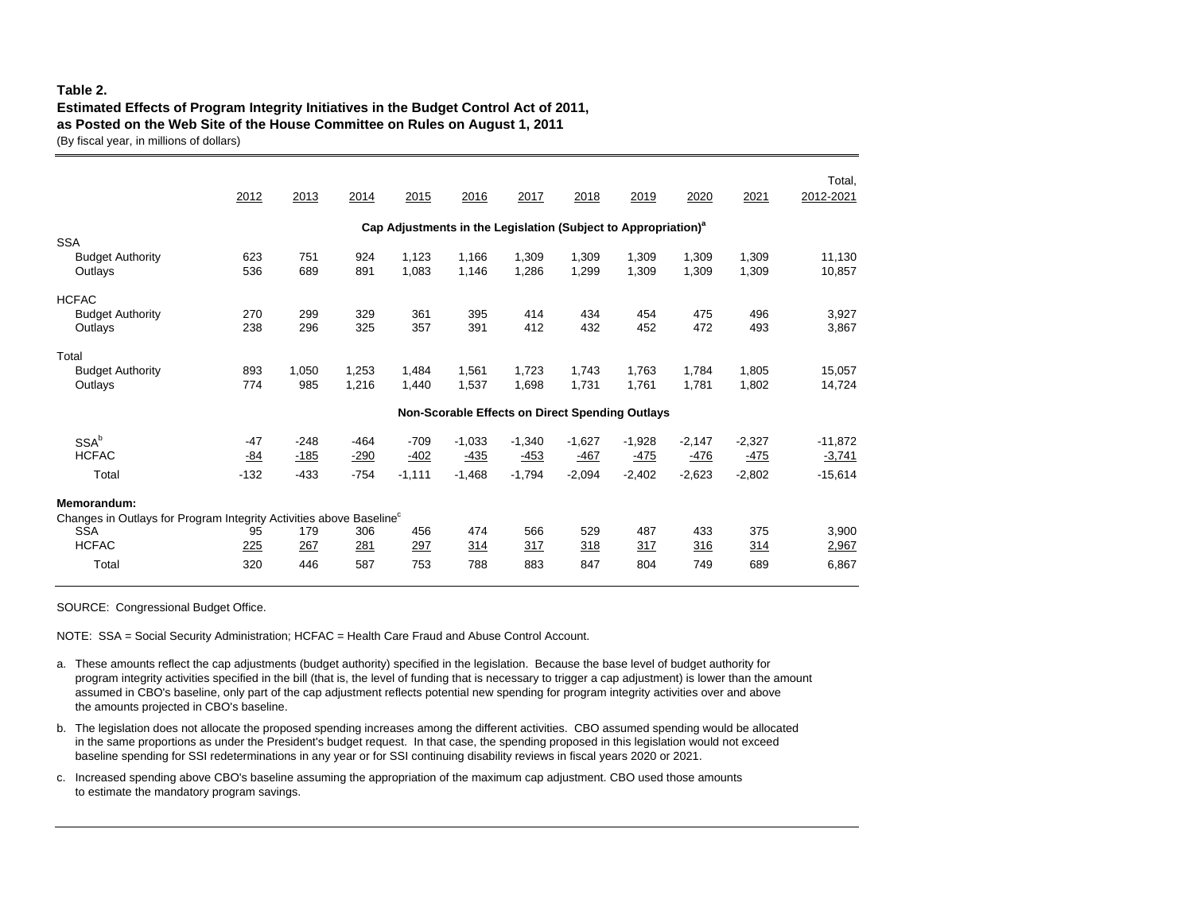**Table 2.**
**Estimated Effects of Program Integrity Initiatives in the Budget Control Act of 2011, as Posted on the Web Site of the House Committee on Rules on August 1, 2011**
(By fiscal year, in millions of dollars)

| | 2012 | 2013 | 2014 | 2015 | 2016 | 2017 | 2018 | 2019 | 2020 | 2021 | Total, 2012-2021 |
|---|---|---|---|---|---|---|---|---|---|---|---|
| **Cap Adjustments in the Legislation (Subject to Appropriation)[a]** | | | | | | | | | | | |
| SSA | | | | | | | | | | | |
| Budget Authority | 623 | 751 | 924 | 1,123 | 1,166 | 1,309 | 1,309 | 1,309 | 1,309 | 1,309 | 11,130 |
| Outlays | 536 | 689 | 891 | 1,083 | 1,146 | 1,286 | 1,299 | 1,309 | 1,309 | 1,309 | 10,857 |
| HCFAC | | | | | | | | | | | |
| Budget Authority | 270 | 299 | 329 | 361 | 395 | 414 | 434 | 454 | 475 | 496 | 3,927 |
| Outlays | 238 | 296 | 325 | 357 | 391 | 412 | 432 | 452 | 472 | 493 | 3,867 |
| Total | | | | | | | | | | | |
| Budget Authority | 893 | 1,050 | 1,253 | 1,484 | 1,561 | 1,723 | 1,743 | 1,763 | 1,784 | 1,805 | 15,057 |
| Outlays | 774 | 985 | 1,216 | 1,440 | 1,537 | 1,698 | 1,731 | 1,761 | 1,781 | 1,802 | 14,724 |
| **Non-Scorable Effects on Direct Spending Outlays** | | | | | | | | | | | |
| SSA[b] | -47 | -248 | -464 | -709 | -1,033 | -1,340 | -1,627 | -1,928 | -2,147 | -2,327 | -11,872 |
| HCFAC | -84 | -185 | -290 | -402 | -435 | -453 | -467 | -475 | -476 | -475 | -3,741 |
| Total | -132 | -433 | -754 | -1,111 | -1,468 | -1,794 | -2,094 | -2,402 | -2,623 | -2,802 | -15,614 |
| **Memorandum:** | | | | | | | | | | | |
| Changes in Outlays for Program Integrity Activities above Baseline[c] | | | | | | | | | | | |
| SSA | 95 | 179 | 306 | 456 | 474 | 566 | 529 | 487 | 433 | 375 | 3,900 |
| HCFAC | 225 | 267 | 281 | 297 | 314 | 317 | 318 | 317 | 316 | 314 | 2,967 |
| Total | 320 | 446 | 587 | 753 | 788 | 883 | 847 | 804 | 749 | 689 | 6,867 |

SOURCE: Congressional Budget Office.

NOTE: SSA = Social Security Administration; HCFAC = Health Care Fraud and Abuse Control Account.

a. These amounts reflect the cap adjustments (budget authority) specified in the legislation. Because the base level of budget authority for program integrity activities specified in the bill (that is, the level of funding that is necessary to trigger a cap adjustment) is lower than the amount assumed in CBO's baseline, only part of the cap adjustment reflects potential new spending for program integrity activities over and above the amounts projected in CBO's baseline.

b. The legislation does not allocate the proposed spending increases among the different activities. CBO assumed spending would be allocated in the same proportions as under the President's budget request. In that case, the spending proposed in this legislation would not exceed baseline spending for SSI redeterminations in any year or for SSI continuing disability reviews in fiscal years 2020 or 2021.

c. Increased spending above CBO's baseline assuming the appropriation of the maximum cap adjustment. CBO used those amounts to estimate the mandatory program savings.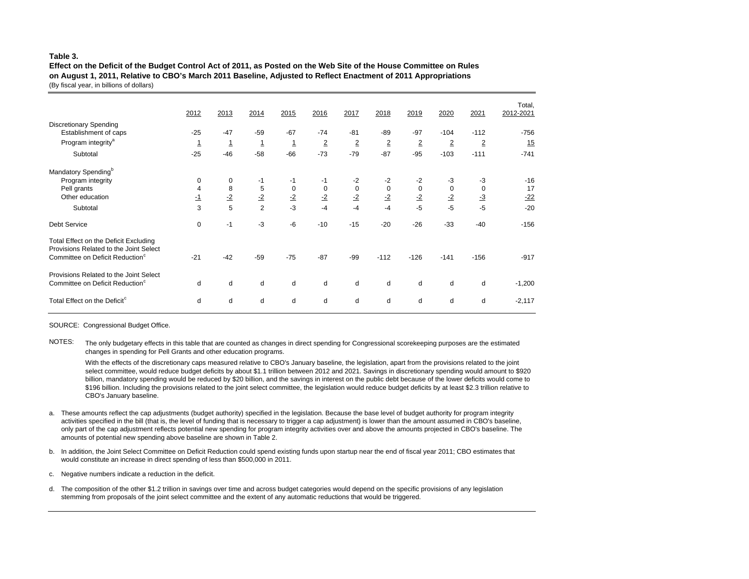**Table 3.**

**Effect on the Deficit of the Budget Control Act of 2011, as Posted on the Web Site of the House Committee on Rules on August 1, 2011, Relative to CBO's March 2011 Baseline, Adjusted to Reflect Enactment of 2011 Appropriations**

(By fiscal year, in billions of dollars)

| | 2012 | 2013 | 2014 | 2015 | 2016 | 2017 | 2018 | 2019 | 2020 | 2021 | Total, 2012-2021 |
|---|---|---|---|---|---|---|---|---|---|---|---|
| **Discretionary Spending** | | | | | | | | | | | |
| Establishment of caps | -25 | -47 | -59 | -67 | -74 | -81 | -89 | -97 | -104 | -112 | -756 |
| Program integrity[a] | 1 | 1 | 1 | 1 | 2 | 2 | 2 | 2 | 2 | 2 | 15 |
| Subtotal | -25 | -46 | -58 | -66 | -73 | -79 | -87 | -95 | -103 | -111 | -741 |
| **Mandatory Spending[b]** | | | | | | | | | | | |
| Program integrity | 0 | 0 | -1 | -1 | -1 | -2 | -2 | -2 | -3 | -3 | -16 |
| Pell grants | 4 | 8 | 5 | 0 | 0 | 0 | 0 | 0 | 0 | 0 | 17 |
| Other education | -1 | -2 | -2 | -2 | -2 | -2 | -2 | -2 | -2 | -3 | -22 |
| Subtotal | 3 | 5 | 2 | -3 | -4 | -4 | -4 | -5 | -5 | -5 | -20 |
| Debt Service | 0 | -1 | -3 | -6 | -10 | -15 | -20 | -26 | -33 | -40 | -156 |
| Total Effect on the Deficit Excluding Provisions Related to the Joint Select Committee on Deficit Reduction[c] | -21 | -42 | -59 | -75 | -87 | -99 | -112 | -126 | -141 | -156 | -917 |
| Provisions Related to the Joint Select Committee on Deficit Reduction[c] | d | d | d | d | d | d | d | d | d | d | -1,200 |
| Total Effect on the Deficit[c] | d | d | d | d | d | d | d | d | d | d | -2,117 |

SOURCE: Congressional Budget Office.

NOTES: The only budgetary effects in this table that are counted as changes in direct spending for Congressional scorekeeping purposes are the estimated changes in spending for Pell Grants and other education programs.

With the effects of the discretionary caps measured relative to CBO's January baseline, the legislation, apart from the provisions related to the joint select committee, would reduce budget deficits by about $1.1 trillion between 2012 and 2021. Savings in discretionary spending would amount to $920 billion, mandatory spending would be reduced by $20 billion, and the savings in interest on the public debt because of the lower deficits would come to $196 billion. Including the provisions related to the joint select committee, the legislation would reduce budget deficits by at least $2.3 trillion relative to CBO's January baseline.

a. These amounts reflect the cap adjustments (budget authority) specified in the legislation. Because the base level of budget authority for program integrity activities specified in the bill (that is, the level of funding that is necessary to trigger a cap adjustment) is lower than the amount assumed in CBO's baseline, only part of the cap adjustment reflects potential new spending for program integrity activities over and above the amounts projected in CBO's baseline. The amounts of potential new spending above baseline are shown in Table 2.

b. In addition, the Joint Select Committee on Deficit Reduction could spend existing funds upon startup near the end of fiscal year 2011; CBO estimates that would constitute an increase in direct spending of less than $500,000 in 2011.

c. Negative numbers indicate a reduction in the deficit.

d. The composition of the other $1.2 trillion in savings over time and across budget categories would depend on the specific provisions of any legislation stemming from proposals of the joint select committee and the extent of any automatic reductions that would be triggered.